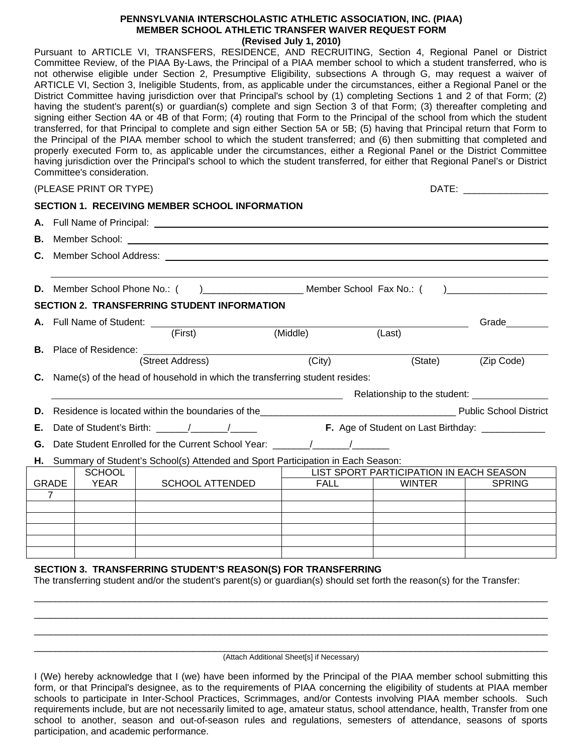**PENNSYLVANIA INTERSCHOLASTIC ATHLETIC ASSOCIATION, INC. (PIAA)**
**MEMBER SCHOOL ATHLETIC TRANSFER WAIVER REQUEST FORM**
**(Revised July 1, 2010)**

Pursuant to ARTICLE VI, TRANSFERS, RESIDENCE, AND RECRUITING, Section 4, Regional Panel or District Committee Review, of the PIAA By-Laws, the Principal of a PIAA member school to which a student transferred, who is not otherwise eligible under Section 2, Presumptive Eligibility, subsections A through G, may request a waiver of ARTICLE VI, Section 3, Ineligible Students, from, as applicable under the circumstances, either a Regional Panel or the District Committee having jurisdiction over that Principal's school by (1) completing Sections 1 and 2 of that Form; (2) having the student's parent(s) or guardian(s) complete and sign Section 3 of that Form; (3) thereafter completing and signing either Section 4A or 4B of that Form; (4) routing that Form to the Principal of the school from which the student transferred, for that Principal to complete and sign either Section 5A or 5B; (5) having that Principal return that Form to the Principal of the PIAA member school to which the student transferred; and (6) then submitting that completed and properly executed Form to, as applicable under the circumstances, either a Regional Panel or the District Committee having jurisdiction over the Principal's school to which the student transferred, for either that Regional Panel's or District Committee's consideration.

(PLEASE PRINT OR TYPE) DATE: ________________

**SECTION 1. RECEIVING MEMBER SCHOOL INFORMATION**

**A.** Full Name of Principal: ______________________________

**B.** Member School: ______________________________

**C.** Member School Address: ______________________________

______________________________

**D.** Member School Phone No.: ( )__________________ Member School Fax No.: ( )__________________

**SECTION 2. TRANSFERRING STUDENT INFORMATION**

**A.** Full Name of Student: ______________________________ Grade________
(First) (Middle) (Last)

**B.** Place of Residence: ______________________________
(Street Address) (City) (State) (Zip Code)

**C.** Name(s) of the head of household in which the transferring student resides:

______________________________ Relationship to the student: ______________

**D.** Residence is located within the boundaries of the_____________________________________ Public School District

**E.** Date of Student's Birth: ______/_______/_____ **F.** Age of Student on Last Birthday: ____________

**G.** Date Student Enrolled for the Current School Year: _______/_______/_______

**H.** Summary of Student's School(s) Attended and Sport Participation in Each Season:

| GRADE | SCHOOL YEAR | SCHOOL ATTENDED | LIST SPORT PARTICIPATION IN EACH SEASON | | |
|---|---|---|---|---|---|
| | | | FALL | WINTER | SPRING |
| 7 | | | | | |
| | | | | | |
| | | | | | |
| | | | | | |
| | | | | | |
| | | | | | |

**SECTION 3. TRANSFERRING STUDENT'S REASON(S) FOR TRANSFERRING**

The transferring student and/or the student's parent(s) or guardian(s) should set forth the reason(s) for the Transfer:

______________________________________________________________________________

______________________________________________________________________________

______________________________________________________________________________

______________________________________________________________________________

(Attach Additional Sheet[s] if Necessary)

I (We) hereby acknowledge that I (we) have been informed by the Principal of the PIAA member school submitting this form, or that Principal's designee, as to the requirements of PIAA concerning the eligibility of students at PIAA member schools to participate in Inter-School Practices, Scrimmages, and/or Contests involving PIAA member schools. Such requirements include, but are not necessarily limited to age, amateur status, school attendance, health, Transfer from one school to another, season and out-of-season rules and regulations, semesters of attendance, seasons of sports participation, and academic performance.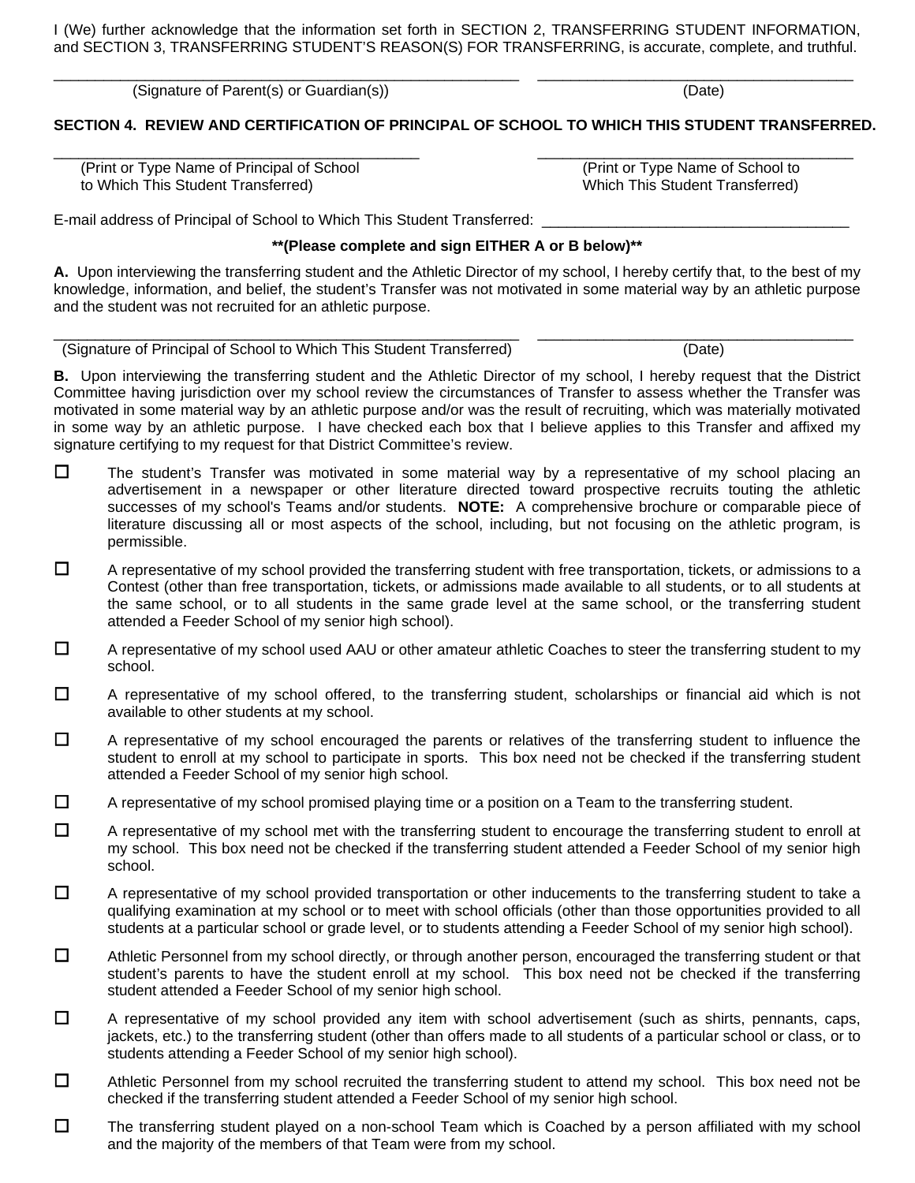I (We) further acknowledge that the information set forth in SECTION 2, TRANSFERRING STUDENT INFORMATION, and SECTION 3, TRANSFERRING STUDENT'S REASON(S) FOR TRANSFERRING, is accurate, complete, and truthful.

_______________________________________________________ ______________________________________

(Signature of Parent(s) or Guardian(s)) (Date)

**SECTION 4. REVIEW AND CERTIFICATION OF PRINCIPAL OF SCHOOL TO WHICH THIS STUDENT TRANSFERRED.**

_____________________________________________ ______________________________________

(Print or Type Name of Principal of School to Which This Student Transferred) (Print or Type Name of School to Which This Student Transferred)

E-mail address of Principal of School to Which This Student Transferred: ____________________________________

**\*\*(Please complete and sign EITHER A or B below)\*\***

**A.** Upon interviewing the transferring student and the Athletic Director of my school, I hereby certify that, to the best of my knowledge, information, and belief, the student's Transfer was not motivated in some material way by an athletic purpose and the student was not recruited for an athletic purpose.

_______________________________________________________ ______________________________________

(Signature of Principal of School to Which This Student Transferred) (Date)

**B.** Upon interviewing the transferring student and the Athletic Director of my school, I hereby request that the District Committee having jurisdiction over my school review the circumstances of Transfer to assess whether the Transfer was motivated in some material way by an athletic purpose and/or was the result of recruiting, which was materially motivated in some way by an athletic purpose. I have checked each box that I believe applies to this Transfer and affixed my signature certifying to my request for that District Committee's review.

- ☐ The student's Transfer was motivated in some material way by a representative of my school placing an advertisement in a newspaper or other literature directed toward prospective recruits touting the athletic successes of my school's Teams and/or students. **NOTE:** A comprehensive brochure or comparable piece of literature discussing all or most aspects of the school, including, but not focusing on the athletic program, is permissible.
- ☐ A representative of my school provided the transferring student with free transportation, tickets, or admissions to a Contest (other than free transportation, tickets, or admissions made available to all students, or to all students at the same school, or to all students in the same grade level at the same school, or the transferring student attended a Feeder School of my senior high school).
- ☐ A representative of my school used AAU or other amateur athletic Coaches to steer the transferring student to my school.
- ☐ A representative of my school offered, to the transferring student, scholarships or financial aid which is not available to other students at my school.
- ☐ A representative of my school encouraged the parents or relatives of the transferring student to influence the student to enroll at my school to participate in sports. This box need not be checked if the transferring student attended a Feeder School of my senior high school.
- ☐ A representative of my school promised playing time or a position on a Team to the transferring student.
- ☐ A representative of my school met with the transferring student to encourage the transferring student to enroll at my school. This box need not be checked if the transferring student attended a Feeder School of my senior high school.
- ☐ A representative of my school provided transportation or other inducements to the transferring student to take a qualifying examination at my school or to meet with school officials (other than those opportunities provided to all students at a particular school or grade level, or to students attending a Feeder School of my senior high school).
- ☐ Athletic Personnel from my school directly, or through another person, encouraged the transferring student or that student's parents to have the student enroll at my school. This box need not be checked if the transferring student attended a Feeder School of my senior high school.
- ☐ A representative of my school provided any item with school advertisement (such as shirts, pennants, caps, jackets, etc.) to the transferring student (other than offers made to all students of a particular school or class, or to students attending a Feeder School of my senior high school).
- ☐ Athletic Personnel from my school recruited the transferring student to attend my school. This box need not be checked if the transferring student attended a Feeder School of my senior high school.
- ☐ The transferring student played on a non-school Team which is Coached by a person affiliated with my school and the majority of the members of that Team were from my school.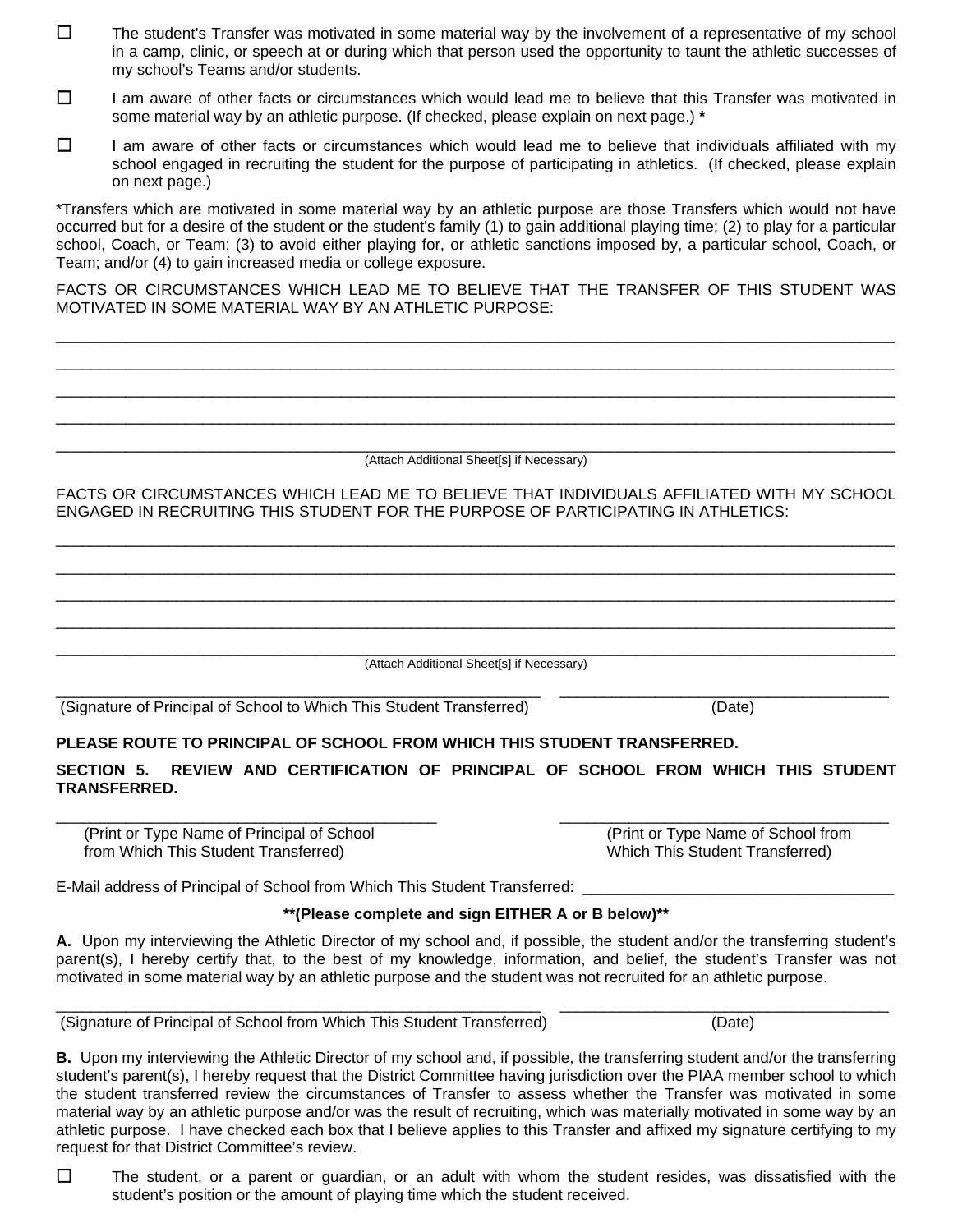☐ The student's Transfer was motivated in some material way by the involvement of a representative of my school in a camp, clinic, or speech at or during which that person used the opportunity to taunt the athletic successes of my school's Teams and/or students.

☐ I am aware of other facts or circumstances which would lead me to believe that this Transfer was motivated in some material way by an athletic purpose. (If checked, please explain on next page.) **\***

☐ I am aware of other facts or circumstances which would lead me to believe that individuals affiliated with my school engaged in recruiting the student for the purpose of participating in athletics. (If checked, please explain on next page.)

*Transfers which are motivated in some material way by an athletic purpose are those Transfers which would not have occurred but for a desire of the student or the student's family (1) to gain additional playing time; (2) to play for a particular school, Coach, or Team; (3) to avoid either playing for, or athletic sanctions imposed by, a particular school, Coach, or Team; and/or (4) to gain increased media or college exposure.

FACTS OR CIRCUMSTANCES WHICH LEAD ME TO BELIEVE THAT THE TRANSFER OF THIS STUDENT WAS MOTIVATED IN SOME MATERIAL WAY BY AN ATHLETIC PURPOSE:

\_\_\_\_\_\_\_\_\_\_\_\_\_\_\_\_\_\_\_\_\_\_\_\_\_\_\_\_\_\_\_\_\_\_\_\_\_\_\_\_\_\_\_\_\_\_\_\_\_\_\_\_\_\_\_\_\_\_\_\_\_\_\_\_\_\_\_\_\_\_\_\_\_\_\_\_\_\_

\_\_\_\_\_\_\_\_\_\_\_\_\_\_\_\_\_\_\_\_\_\_\_\_\_\_\_\_\_\_\_\_\_\_\_\_\_\_\_\_\_\_\_\_\_\_\_\_\_\_\_\_\_\_\_\_\_\_\_\_\_\_\_\_\_\_\_\_\_\_\_\_\_\_\_\_\_\_

\_\_\_\_\_\_\_\_\_\_\_\_\_\_\_\_\_\_\_\_\_\_\_\_\_\_\_\_\_\_\_\_\_\_\_\_\_\_\_\_\_\_\_\_\_\_\_\_\_\_\_\_\_\_\_\_\_\_\_\_\_\_\_\_\_\_\_\_\_\_\_\_\_\_\_\_\_\_

\_\_\_\_\_\_\_\_\_\_\_\_\_\_\_\_\_\_\_\_\_\_\_\_\_\_\_\_\_\_\_\_\_\_\_\_\_\_\_\_\_\_\_\_\_\_\_\_\_\_\_\_\_\_\_\_\_\_\_\_\_\_\_\_\_\_\_\_\_\_\_\_\_\_\_\_\_\_

\_\_\_\_\_\_\_\_\_\_\_\_\_\_\_\_\_\_\_\_\_\_\_\_\_\_\_\_\_\_\_\_\_\_\_\_\_\_\_\_\_\_\_\_\_\_\_\_\_\_\_\_\_\_\_\_\_\_\_\_\_\_\_\_\_\_\_\_\_\_\_\_\_\_\_\_\_\_
(Attach Additional Sheet[s] if Necessary)

FACTS OR CIRCUMSTANCES WHICH LEAD ME TO BELIEVE THAT INDIVIDUALS AFFILIATED WITH MY SCHOOL ENGAGED IN RECRUITING THIS STUDENT FOR THE PURPOSE OF PARTICIPATING IN ATHLETICS:

\_\_\_\_\_\_\_\_\_\_\_\_\_\_\_\_\_\_\_\_\_\_\_\_\_\_\_\_\_\_\_\_\_\_\_\_\_\_\_\_\_\_\_\_\_\_\_\_\_\_\_\_\_\_\_\_\_\_\_\_\_\_\_\_\_\_\_\_\_\_\_\_\_\_\_\_\_\_

\_\_\_\_\_\_\_\_\_\_\_\_\_\_\_\_\_\_\_\_\_\_\_\_\_\_\_\_\_\_\_\_\_\_\_\_\_\_\_\_\_\_\_\_\_\_\_\_\_\_\_\_\_\_\_\_\_\_\_\_\_\_\_\_\_\_\_\_\_\_\_\_\_\_\_\_\_\_

\_\_\_\_\_\_\_\_\_\_\_\_\_\_\_\_\_\_\_\_\_\_\_\_\_\_\_\_\_\_\_\_\_\_\_\_\_\_\_\_\_\_\_\_\_\_\_\_\_\_\_\_\_\_\_\_\_\_\_\_\_\_\_\_\_\_\_\_\_\_\_\_\_\_\_\_\_\_

\_\_\_\_\_\_\_\_\_\_\_\_\_\_\_\_\_\_\_\_\_\_\_\_\_\_\_\_\_\_\_\_\_\_\_\_\_\_\_\_\_\_\_\_\_\_\_\_\_\_\_\_\_\_\_\_\_\_\_\_\_\_\_\_\_\_\_\_\_\_\_\_\_\_\_\_\_\_

\_\_\_\_\_\_\_\_\_\_\_\_\_\_\_\_\_\_\_\_\_\_\_\_\_\_\_\_\_\_\_\_\_\_\_\_\_\_\_\_\_\_\_\_\_\_\_\_\_\_\_\_\_\_\_\_\_\_\_\_\_\_\_\_\_\_\_\_\_\_\_\_\_\_\_\_\_\_
(Attach Additional Sheet[s] if Necessary)

\_\_\_\_\_\_\_\_\_\_\_\_\_\_\_\_\_\_\_\_\_\_\_\_\_\_\_\_\_\_\_\_\_\_\_\_\_\_\_\_\_\_\_\_\_\_\_ \_\_\_\_\_\_\_\_\_\_\_\_\_\_\_\_\_\_\_\_\_\_\_\_\_\_\_\_\_\_
(Signature of Principal of School to Which This Student Transferred) (Date)

**PLEASE ROUTE TO PRINCIPAL OF SCHOOL FROM WHICH THIS STUDENT TRANSFERRED.**

**SECTION 5. REVIEW AND CERTIFICATION OF PRINCIPAL OF SCHOOL FROM WHICH THIS STUDENT TRANSFERRED.**

\_\_\_\_\_\_\_\_\_\_\_\_\_\_\_\_\_\_\_\_\_\_\_\_\_\_\_\_\_\_\_\_\_\_\_\_\_\_ \_\_\_\_\_\_\_\_\_\_\_\_\_\_\_\_\_\_\_\_\_\_\_\_\_\_\_\_\_\_\_\_\_
(Print or Type Name of Principal of School from Which This Student Transferred) (Print or Type Name of School from Which This Student Transferred)

E-Mail address of Principal of School from Which This Student Transferred: \_\_\_\_\_\_\_\_\_\_\_\_\_\_\_\_\_\_\_\_\_\_\_\_\_\_\_\_\_\_

**\*\*(Please complete and sign EITHER A or B below)\*\***

**A.** Upon my interviewing the Athletic Director of my school and, if possible, the student and/or the transferring student's parent(s), I hereby certify that, to the best of my knowledge, information, and belief, the student's Transfer was not motivated in some material way by an athletic purpose and the student was not recruited for an athletic purpose.

\_\_\_\_\_\_\_\_\_\_\_\_\_\_\_\_\_\_\_\_\_\_\_\_\_\_\_\_\_\_\_\_\_\_\_\_\_\_\_\_\_\_\_\_\_\_\_ \_\_\_\_\_\_\_\_\_\_\_\_\_\_\_\_\_\_\_\_\_\_\_\_\_\_\_\_\_\_
(Signature of Principal of School from Which This Student Transferred) (Date)

**B.** Upon my interviewing the Athletic Director of my school and, if possible, the transferring student and/or the transferring student's parent(s), I hereby request that the District Committee having jurisdiction over the PIAA member school to which the student transferred review the circumstances of Transfer to assess whether the Transfer was motivated in some material way by an athletic purpose and/or was the result of recruiting, which was materially motivated in some way by an athletic purpose. I have checked each box that I believe applies to this Transfer and affixed my signature certifying to my request for that District Committee's review.

☐ The student, or a parent or guardian, or an adult with whom the student resides, was dissatisfied with the student's position or the amount of playing time which the student received.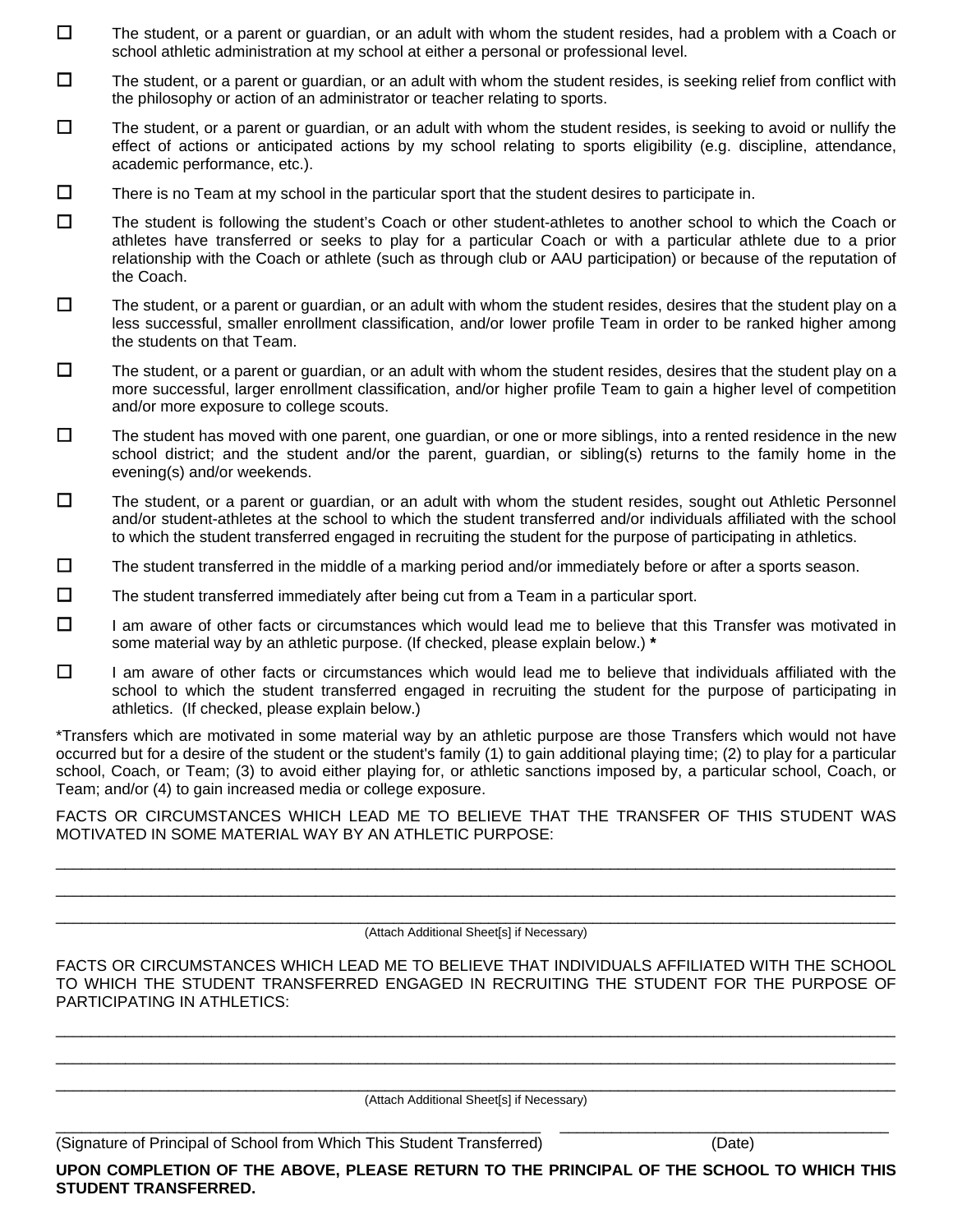- ☐ The student, or a parent or guardian, or an adult with whom the student resides, had a problem with a Coach or school athletic administration at my school at either a personal or professional level.
- ☐ The student, or a parent or guardian, or an adult with whom the student resides, is seeking relief from conflict with the philosophy or action of an administrator or teacher relating to sports.
- ☐ The student, or a parent or guardian, or an adult with whom the student resides, is seeking to avoid or nullify the effect of actions or anticipated actions by my school relating to sports eligibility (e.g. discipline, attendance, academic performance, etc.).
- ☐ There is no Team at my school in the particular sport that the student desires to participate in.
- ☐ The student is following the student's Coach or other student-athletes to another school to which the Coach or athletes have transferred or seeks to play for a particular Coach or with a particular athlete due to a prior relationship with the Coach or athlete (such as through club or AAU participation) or because of the reputation of the Coach.
- ☐ The student, or a parent or guardian, or an adult with whom the student resides, desires that the student play on a less successful, smaller enrollment classification, and/or lower profile Team in order to be ranked higher among the students on that Team.
- ☐ The student, or a parent or guardian, or an adult with whom the student resides, desires that the student play on a more successful, larger enrollment classification, and/or higher profile Team to gain a higher level of competition and/or more exposure to college scouts.
- ☐ The student has moved with one parent, one guardian, or one or more siblings, into a rented residence in the new school district; and the student and/or the parent, guardian, or sibling(s) returns to the family home in the evening(s) and/or weekends.
- ☐ The student, or a parent or guardian, or an adult with whom the student resides, sought out Athletic Personnel and/or student-athletes at the school to which the student transferred and/or individuals affiliated with the school to which the student transferred engaged in recruiting the student for the purpose of participating in athletics.
- ☐ The student transferred in the middle of a marking period and/or immediately before or after a sports season.
- ☐ The student transferred immediately after being cut from a Team in a particular sport.
- ☐ I am aware of other facts or circumstances which would lead me to believe that this Transfer was motivated in some material way by an athletic purpose. (If checked, please explain below.) **\***
- ☐ I am aware of other facts or circumstances which would lead me to believe that individuals affiliated with the school to which the student transferred engaged in recruiting the student for the purpose of participating in athletics. (If checked, please explain below.)

*Transfers which are motivated in some material way by an athletic purpose are those Transfers which would not have occurred but for a desire of the student or the student's family (1) to gain additional playing time; (2) to play for a particular school, Coach, or Team; (3) to avoid either playing for, or athletic sanctions imposed by, a particular school, Coach, or Team; and/or (4) to gain increased media or college exposure.

FACTS OR CIRCUMSTANCES WHICH LEAD ME TO BELIEVE THAT THE TRANSFER OF THIS STUDENT WAS MOTIVATED IN SOME MATERIAL WAY BY AN ATHLETIC PURPOSE:

\_\_\_\_\_\_\_\_\_\_\_\_\_\_\_\_\_\_\_\_\_\_\_\_\_\_\_\_\_\_\_\_\_\_\_\_\_\_\_\_\_\_\_\_\_\_\_\_\_\_\_\_\_\_\_\_\_\_\_\_\_\_\_\_\_\_\_\_\_\_\_\_\_\_\_\_

\_\_\_\_\_\_\_\_\_\_\_\_\_\_\_\_\_\_\_\_\_\_\_\_\_\_\_\_\_\_\_\_\_\_\_\_\_\_\_\_\_\_\_\_\_\_\_\_\_\_\_\_\_\_\_\_\_\_\_\_\_\_\_\_\_\_\_\_\_\_\_\_\_\_\_\_

\_\_\_\_\_\_\_\_\_\_\_\_\_\_\_\_\_\_\_\_\_\_\_\_\_\_\_\_\_\_\_\_\_\_\_\_\_\_\_\_\_\_\_\_\_\_\_\_\_\_\_\_\_\_\_\_\_\_\_\_\_\_\_\_\_\_\_\_\_\_\_\_\_\_\_\_

(Attach Additional Sheet[s] if Necessary)

FACTS OR CIRCUMSTANCES WHICH LEAD ME TO BELIEVE THAT INDIVIDUALS AFFILIATED WITH THE SCHOOL TO WHICH THE STUDENT TRANSFERRED ENGAGED IN RECRUITING THE STUDENT FOR THE PURPOSE OF PARTICIPATING IN ATHLETICS:

\_\_\_\_\_\_\_\_\_\_\_\_\_\_\_\_\_\_\_\_\_\_\_\_\_\_\_\_\_\_\_\_\_\_\_\_\_\_\_\_\_\_\_\_\_\_\_\_\_\_\_\_\_\_\_\_\_\_\_\_\_\_\_\_\_\_\_\_\_\_\_\_\_\_\_\_

\_\_\_\_\_\_\_\_\_\_\_\_\_\_\_\_\_\_\_\_\_\_\_\_\_\_\_\_\_\_\_\_\_\_\_\_\_\_\_\_\_\_\_\_\_\_\_\_\_\_\_\_\_\_\_\_\_\_\_\_\_\_\_\_\_\_\_\_\_\_\_\_\_\_\_\_

\_\_\_\_\_\_\_\_\_\_\_\_\_\_\_\_\_\_\_\_\_\_\_\_\_\_\_\_\_\_\_\_\_\_\_\_\_\_\_\_\_\_\_\_\_\_\_\_\_\_\_\_\_\_\_\_\_\_\_\_\_\_\_\_\_\_\_\_\_\_\_\_\_\_\_\_

(Attach Additional Sheet[s] if Necessary)

\_\_\_\_\_\_\_\_\_\_\_\_\_\_\_\_\_\_\_\_\_\_\_\_\_\_\_\_\_\_\_\_\_\_\_\_\_\_\_\_\_\_\_\_\_\_\_\_ \_\_\_\_\_\_\_\_\_\_\_\_\_\_\_\_\_\_\_\_\_\_\_\_\_\_\_\_\_\_
(Signature of Principal of School from Which This Student Transferred) (Date)

**UPON COMPLETION OF THE ABOVE, PLEASE RETURN TO THE PRINCIPAL OF THE SCHOOL TO WHICH THIS STUDENT TRANSFERRED.**